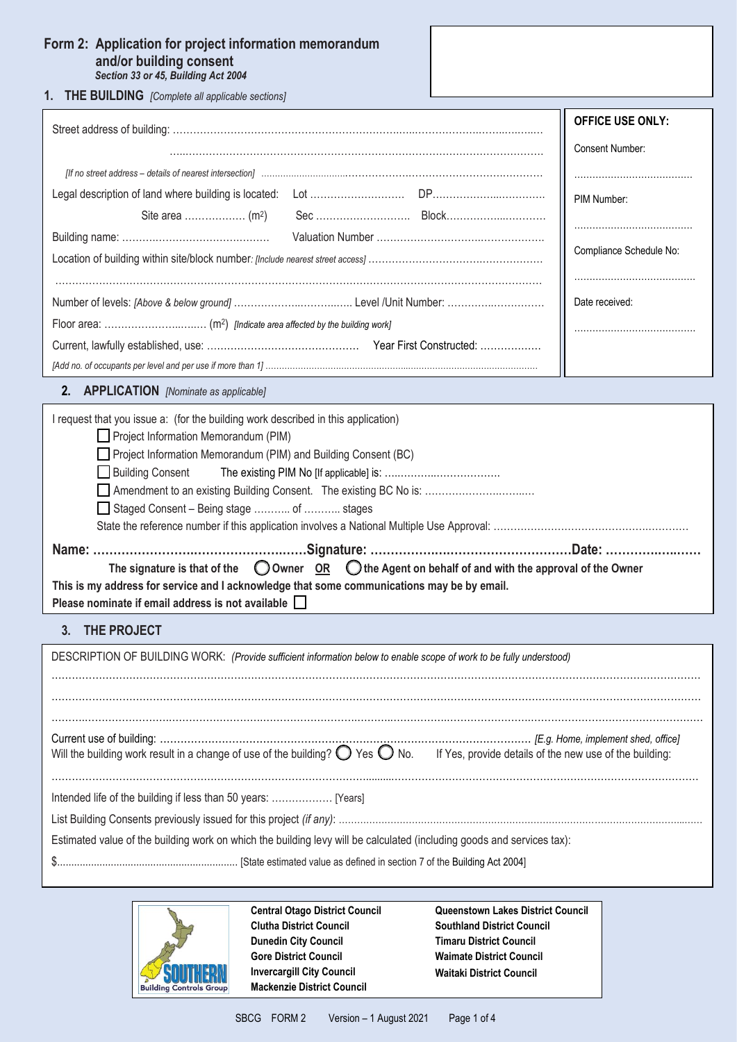# Form 2: Application for project information memorandum and/or building consent

*Section 33 or 45, Building Act 2004*

## 1. THE BUILDING *[Complete all applicable sections]*

Street address of building: ……………………………………………………………………………………………………

……………………………………………………………………………………………………

*[If no street address – details of nearest intersection]* ……………………………………………………………

Legal description of land where building is located: Lot ……………………… DP……………………………

Site area ……………… ($m^2$) Sec ……………………… Block……………………………

Building name: …………………………………… Valuation Number ……………………………………………

Location of building within site/block number: *[Include nearest street access]* ……………………………………………

……………………………………………………………………………………………………

Number of levels: *[Above & below ground]* ……………………………… Level /Unit Number: ………………………

Floor area: ……………………… ($m^2$) *[Indicate area affected by the building work]*

Current, lawfully established, use: ……………………………………… Year First Constructed: ………………

*[Add no. of occupants per level and per use if more than 1]* ……………………………………………………………

**OFFICE USE ONLY:**

Consent Number: ………………………………

PIM Number: ………………………………

Compliance Schedule No: ………………………………

Date received: ………………………………

## 2. APPLICATION *[Nominate as applicable]*

I request that you issue a: (for the building work described in this application)

- ☐ Project Information Memorandum (PIM)
- ☐ Project Information Memorandum (PIM) and Building Consent (BC)
- ☐ Building Consent The existing PIM No [If applicable] is: ………………………………
- ☐ Amendment to an existing Building Consent. The existing BC No is: ………………………………
- ☐ Staged Consent – Being stage ……….. of ……….. stages

State the reference number if this application involves a National Multiple Use Approval: ……………………………………………

**Name: ……………………………………………Signature: ……………………………………………Date: ………………**

**The signature is that of the ◯ Owner OR ◯ the Agent on behalf of and with the approval of the Owner**

**This is my address for service and I acknowledge that some communications may be by email.**

**Please nominate if email address is not available ☐**

## 3. THE PROJECT

DESCRIPTION OF BUILDING WORK: *(Provide sufficient information below to enable scope of work to be fully understood)*

……………………………………………………………………………………………………

……………………………………………………………………………………………………

……………………………………………………………………………………………………

Current use of building: …………………………………………………………………… *[E.g. Home, implement shed, office]*

Will the building work result in a change of use of the building? ◯ Yes ◯ No. If Yes, provide details of the new use of the building:

……………………………………………………………………………………………………

Intended life of the building if less than 50 years: ……………… [Years]

List Building Consents previously issued for this project *(if any)*: ……………………………………………………………

Estimated value of the building work on which the building levy will be calculated (including goods and services tax):

$……………………………………… [State estimated value as defined in section 7 of the Building Act 2004]

**Central Otago District Council**
**Clutha District Council**
**Dunedin City Council**
**Gore District Council**
**Invercargill City Council**
**Mackenzie District Council**
**Queenstown Lakes District Council**
**Southland District Council**
**Timaru District Council**
**Waimate District Council**
**Waitaki District Council**

SBCG FORM 2 Version – 1 August 2021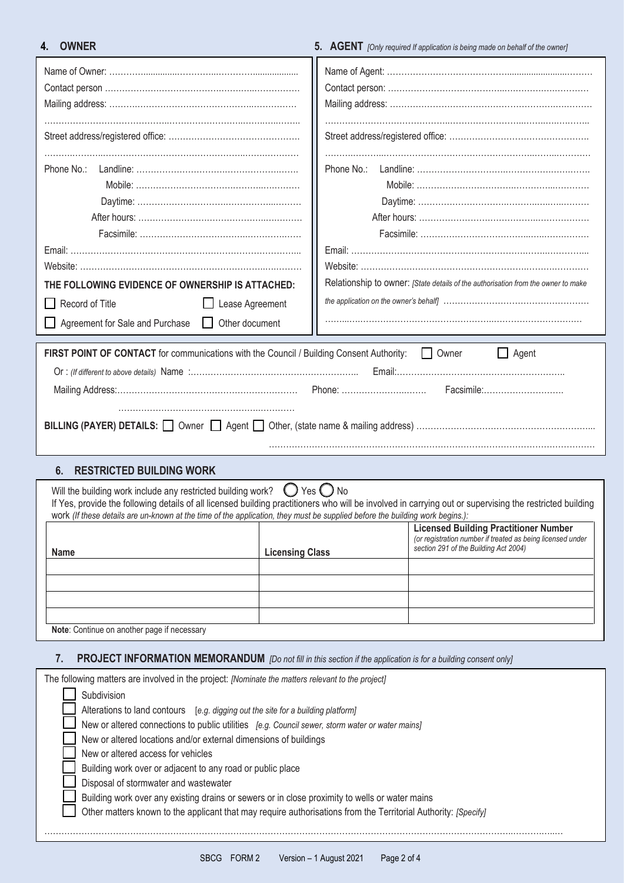## 4. OWNER

Name of Owner: ……………………………………………………

Contact person ……………………………………………………

Mailing address: ……………………………………………………

……………………………………………………………………

Street address/registered office: ……………………………………

……………………………………………………………………

Phone No.: Landline: ……………………………………………
Mobile: ……………………………………………
Daytime: ……………………………………………
After hours: ……………………………………………
Facsimile: ……………………………………………

Email: ……………………………………………………………

Website: ……………………………………………………………

**THE FOLLOWING EVIDENCE OF OWNERSHIP IS ATTACHED:**

☐ Record of Title ☐ Lease Agreement

☐ Agreement for Sale and Purchase ☐ Other document

## 5. AGENT *[Only required If application is being made on behalf of the owner]*

Name of Agent: ……………………………………………………

Contact person: ……………………………………………………

Mailing address: ……………………………………………………

……………………………………………………………………

Street address/registered office: ……………………………………

……………………………………………………………………

Phone No.: Landline: ……………………………………………
Mobile: ……………………………………………
Daytime: ……………………………………………
After hours: ……………………………………………
Facsimile: ……………………………………………

Email: ……………………………………………………………

Website: ……………………………………………………………

Relationship to owner: *[State details of the authorisation from the owner to make the application on the owner's behalf]* ……………………………………………

……………………………………………………………………

**FIRST POINT OF CONTACT** for communications with the Council / Building Consent Authority: ☐ Owner ☐ Agent

Or : *(If different to above details)* Name :…………………………………………… Email:……………………………………………

Mailing Address:…………………………………………… Phone: ………………………… Facsimile:…………………………

……………………………………………

**BILLING (PAYER) DETAILS:** ☐ Owner ☐ Agent ☐ Other, (state name & mailing address) ……………………………………………

……………………………………………………………………

## 6. RESTRICTED BUILDING WORK

Will the building work include any restricted building work? ◯ Yes ◯ No

If Yes, provide the following details of all licensed building practitioners who will be involved in carrying out or supervising the restricted building work *(If these details are un-known at the time of the application, they must be supplied before the building work begins.)*:

| Name | Licensing Class | Licensed Building Practitioner Number *(or registration number if treated as being licensed under section 291 of the Building Act 2004)* |
|---|---|---|
| | | |
| | | |
| | | |
| | | |

**Note**: Continue on another page if necessary

## 7. PROJECT INFORMATION MEMORANDUM *[Do not fill in this section if the application is for a building consent only]*

The following matters are involved in the project: *[Nominate the matters relevant to the project]*

☐ Subdivision

☐ Alterations to land contours [*e.g. digging out the site for a building platform]*

☐ New or altered connections to public utilities *[e.g. Council sewer, storm water or water mains]*

☐ New or altered locations and/or external dimensions of buildings

☐ New or altered access for vehicles

☐ Building work over or adjacent to any road or public place

☐ Disposal of stormwater and wastewater

☐ Building work over any existing drains or sewers or in close proximity to wells or water mains

☐ Other matters known to the applicant that may require authorisations from the Territorial Authority: *[Specify]*

……………………………………………………………………

SBCG FORM 2 Version – 1 August 2021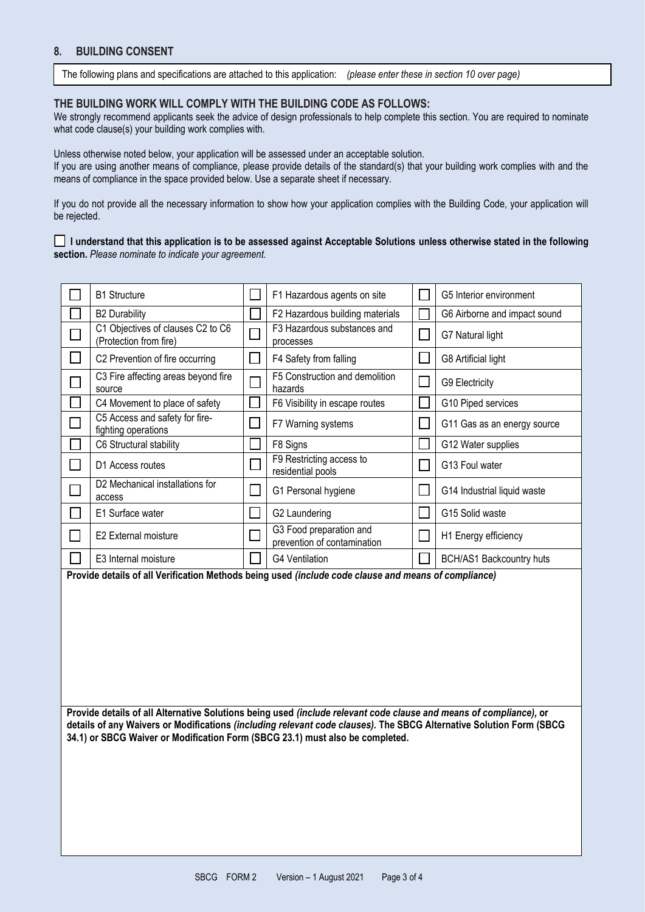## 8. BUILDING CONSENT

The following plans and specifications are attached to this application: *(please enter these in section 10 over page)*

### THE BUILDING WORK WILL COMPLY WITH THE BUILDING CODE AS FOLLOWS:

We strongly recommend applicants seek the advice of design professionals to help complete this section. You are required to nominate what code clause(s) your building work complies with.

Unless otherwise noted below, your application will be assessed under an acceptable solution.
If you are using another means of compliance, please provide details of the standard(s) that your building work complies with and the means of compliance in the space provided below. Use a separate sheet if necessary.

If you do not provide all the necessary information to show how your application complies with the Building Code, your application will be rejected.

☐ **I understand that this application is to be assessed against Acceptable Solutions unless otherwise stated in the following section.** *Please nominate to indicate your agreement.*

| | | | | | |
|---|---|---|---|---|---|
| ☐ | B1 Structure | ☐ | F1 Hazardous agents on site | ☐ | G5 Interior environment |
| ☐ | B2 Durability | ☐ | F2 Hazardous building materials | ☐ | G6 Airborne and impact sound |
| ☐ | C1 Objectives of clauses C2 to C6 (Protection from fire) | ☐ | F3 Hazardous substances and processes | ☐ | G7 Natural light |
| ☐ | C2 Prevention of fire occurring | ☐ | F4 Safety from falling | ☐ | G8 Artificial light |
| ☐ | C3 Fire affecting areas beyond fire source | ☐ | F5 Construction and demolition hazards | ☐ | G9 Electricity |
| ☐ | C4 Movement to place of safety | ☐ | F6 Visibility in escape routes | ☐ | G10 Piped services |
| ☐ | C5 Access and safety for fire-fighting operations | ☐ | F7 Warning systems | ☐ | G11 Gas as an energy source |
| ☐ | C6 Structural stability | ☐ | F8 Signs | ☐ | G12 Water supplies |
| ☐ | D1 Access routes | ☐ | F9 Restricting access to residential pools | ☐ | G13 Foul water |
| ☐ | D2 Mechanical installations for access | ☐ | G1 Personal hygiene | ☐ | G14 Industrial liquid waste |
| ☐ | E1 Surface water | ☐ | G2 Laundering | ☐ | G15 Solid waste |
| ☐ | E2 External moisture | ☐ | G3 Food preparation and prevention of contamination | ☐ | H1 Energy efficiency |
| ☐ | E3 Internal moisture | ☐ | G4 Ventilation | ☐ | BCH/AS1 Backcountry huts |

**Provide details of all Verification Methods being used** ***(include code clause and means of compliance)***

**Provide details of all Alternative Solutions being used** ***(include relevant code clause and means of compliance),*** **or details of any Waivers or Modifications** ***(including relevant code clauses).*** **The SBCG Alternative Solution Form (SBCG 34.1) or SBCG Waiver or Modification Form (SBCG 23.1) must also be completed.**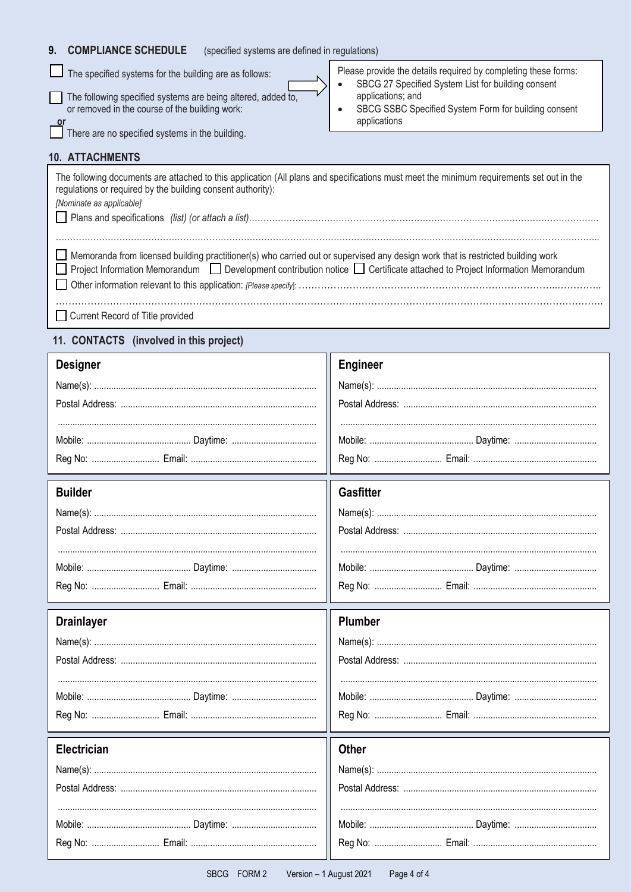## 9. COMPLIANCE SCHEDULE (specified systems are defined in regulations)

☐ The specified systems for the building are as follows:

☐ The following specified systems are being altered, added to, or removed in the course of the building work:

**or**

☐ There are no specified systems in the building.

Please provide the details required by completing these forms:

- SBCG 27 Specified System List for building consent applications; and
- SBCG SSBC Specified System Form for building consent applications

## 10. ATTACHMENTS

The following documents are attached to this application (All plans and specifications must meet the minimum requirements set out in the regulations or required by the building consent authority):

*[Nominate as applicable]*

☐ Plans and specifications *(list) (or attach a list)*……………………………………………………………………………………………………………

……………………………………………………………………………………………………………………………………………………………………

☐ Memoranda from licensed building practitioner(s) who carried out or supervised any design work that is restricted building work

☐ Project Information Memorandum ☐ Development contribution notice ☐ Certificate attached to Project Information Memorandum

☐ Other information relevant to this application: *[Please specify]*: ……………………………………………………………………………………

……………………………………………………………………………………………………………………………………………………………………

☐ Current Record of Title provided

## 11. CONTACTS (involved in this project)

### Designer

Name(s): ……………………………………………………

Postal Address: ……………………………………………

……………………………………………………………

Mobile: ………………………… Daytime: ……………………

Reg No: ……………… Email: ………………………………

### Engineer

Name(s): ……………………………………………………

Postal Address: ……………………………………………

……………………………………………………………

Mobile: ………………………… Daytime: ……………………

Reg No: ……………… Email: ………………………………

### Builder

Name(s): ……………………………………………………

Postal Address: ……………………………………………

……………………………………………………………

Mobile: ………………………… Daytime: ……………………

Reg No: ……………… Email: ………………………………

### Gasfitter

Name(s): ……………………………………………………

Postal Address: ……………………………………………

……………………………………………………………

Mobile: ………………………… Daytime: ……………………

Reg No: ……………… Email: ………………………………

### Drainlayer

Name(s): ……………………………………………………

Postal Address: ……………………………………………

……………………………………………………………

Mobile: ………………………… Daytime: ……………………

Reg No: ……………… Email: ………………………………

### Plumber

Name(s): ……………………………………………………

Postal Address: ……………………………………………

……………………………………………………………

Mobile: ………………………… Daytime: ……………………

Reg No: ……………… Email: ………………………………

### Electrician

Name(s): ……………………………………………………

Postal Address: ……………………………………………

……………………………………………………………

Mobile: ………………………… Daytime: ……………………

Reg No: ……………… Email: ………………………………

### Other

Name(s): ……………………………………………………

Postal Address: ……………………………………………

……………………………………………………………

Mobile: ………………………… Daytime: ……………………

Reg No: ……………… Email: ………………………………